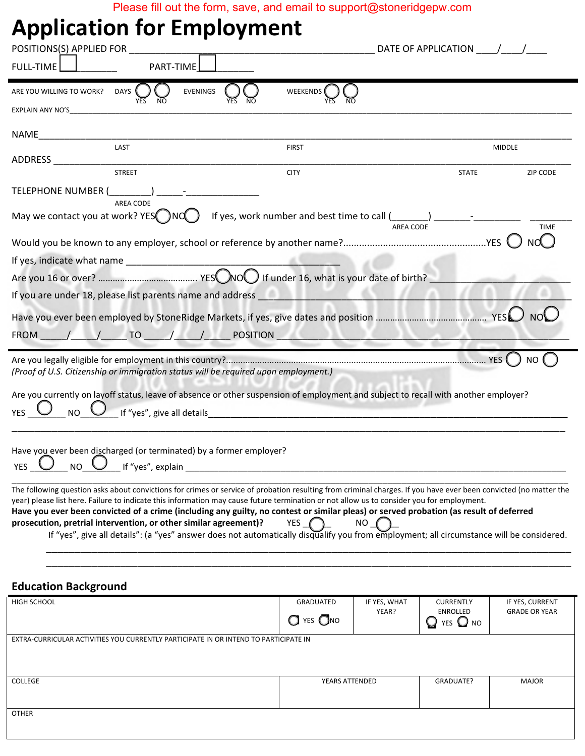Please fill out the form, save, and email to support@stoneridgepw.com

# Application for Employment

POSITIONS(S) APPLIED FOR ______________________________________________ DATE OF APPLICATION ____/____/____

FULL-TIME ☐________ PART-TIME ☐________

ARE YOU WILLING TO WORK? DAYS ◯ YES ◯ NO EVENINGS ◯ YES ◯ NO WEEKENDS ◯ YES ◯ NO

EXPLAIN ANY NO'S______________________________________________________________________________________________

NAME______________________________________________________________________________________________

LAST FIRST MIDDLE

ADDRESS ______________________________________________________________________________________________

STREET CITY STATE ZIP CODE

TELEPHONE NUMBER (________) _____-______________

AREA CODE

May we contact you at work? YES◯ NO◯ If yes, work number and best time to call (_______) _______-_________ ________

AREA CODE TIME

Would you be known to any employer, school or reference by another name?....................................................YES ◯ NO◯

If yes, indicate what name ________________________________________

Are you 16 or over? ........................................ YES◯ NO◯ If under 16, what is your date of birth? ________________________

If you are under 18, please list parents name and address ______________________________________________________

Have you ever been employed by StoneRidge Markets, if yes, give dates and position ............................................ YES◯ NO◯

FROM _____/_____/_____ TO _____/_____/_____ POSITION ______________________________________________________

Are you legally eligible for employment in this country?.......................................................................................................... YES ◯ NO ◯

*(Proof of U.S. Citizenship or immigration status will be required upon employment.)*

Are you currently on layoff status, leave of absence or other suspension of employment and subject to recall with another employer?

YES ___◯____ NO___◯____ If "yes", give all details______________________________________________________________________

______________________________________________________________________________________________

Have you ever been discharged (or terminated) by a former employer?

YES ___◯___ NO___◯___ If "yes", explain ______________________________________________________________________

______________________________________________________________________________________________

The following question asks about convictions for crimes or service of probation resulting from criminal charges. If you have ever been convicted (no matter the year) please list here. Failure to indicate this information may cause future termination or not allow us to consider you for employment.

**Have you ever been convicted of a crime (including any guilty, no contest or similar pleas) or served probation (as result of deferred prosecution, pretrial intervention, or other similar agreement)?** YES _◯_ NO _◯_

If "yes", give all details": (a "yes" answer does not automatically disqualify you from employment; all circumstance will be considered.

______________________________________________________________________________________________

______________________________________________________________________________________________

## Education Background

| HIGH SCHOOL | GRADUATED ◯ YES ◯ NO | IF YES, WHAT YEAR? | CURRENTLY ENROLLED ◯ YES ◯ NO | IF YES, CURRENT GRADE OR YEAR |
|---|---|---|---|---|
| EXTRA-CURRICULAR ACTIVITIES YOU CURRENTLY PARTICIPATE IN OR INTEND TO PARTICIPATE IN | | | | |
| COLLEGE | YEARS ATTENDED | | GRADUATE? | MAJOR |
| OTHER | | | | |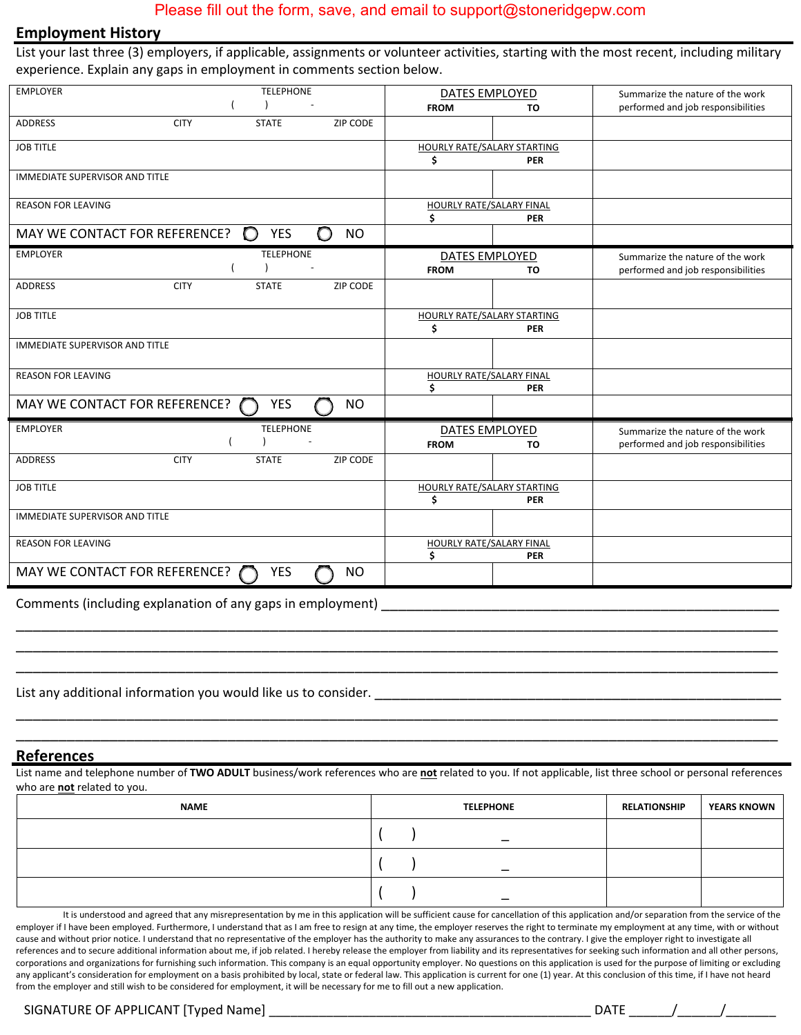Please fill out the form, save, and email to support@stoneridgepw.com

## Employment History

List your last three (3) employers, if applicable, assignments or volunteer activities, starting with the most recent, including military experience. Explain any gaps in employment in comments section below.

| | | | |
|---|---|---|---|
| EMPLOYER / TELEPHONE ( ) - | DATES EMPLOYED<br>FROM / TO | | Summarize the nature of the work performed and job responsibilities |
| ADDRESS / CITY / STATE / ZIP CODE | | | |
| JOB TITLE | HOURLY RATE/SALARY STARTING<br>$ PER | | |
| IMMEDIATE SUPERVISOR AND TITLE | | | |
| REASON FOR LEAVING | HOURLY RATE/SALARY FINAL<br>$ PER | | |
| MAY WE CONTACT FOR REFERENCE? ◯ YES ◯ NO | | | |
| EMPLOYER / TELEPHONE ( ) - | DATES EMPLOYED<br>FROM / TO | | Summarize the nature of the work performed and job responsibilities |
| ADDRESS / CITY / STATE / ZIP CODE | | | |
| JOB TITLE | HOURLY RATE/SALARY STARTING<br>$ PER | | |
| IMMEDIATE SUPERVISOR AND TITLE | | | |
| REASON FOR LEAVING | HOURLY RATE/SALARY FINAL<br>$ PER | | |
| MAY WE CONTACT FOR REFERENCE? ◯ YES ◯ NO | | | |
| EMPLOYER / TELEPHONE ( ) - | DATES EMPLOYED<br>FROM / TO | | Summarize the nature of the work performed and job responsibilities |
| ADDRESS / CITY / STATE / ZIP CODE | | | |
| JOB TITLE | HOURLY RATE/SALARY STARTING<br>$ PER | | |
| IMMEDIATE SUPERVISOR AND TITLE | | | |
| REASON FOR LEAVING | HOURLY RATE/SALARY FINAL<br>$ PER | | |
| MAY WE CONTACT FOR REFERENCE? ◯ YES ◯ NO | | | |

Comments (including explanation of any gaps in employment) ____________________________________________
____________________________________________
____________________________________________
____________________________________________

List any additional information you would like us to consider. ____________________________________________
____________________________________________
____________________________________________

## References

List name and telephone number of **TWO ADULT** business/work references who are **not** related to you. If not applicable, list three school or personal references who are **not** related to you.

| NAME | TELEPHONE | RELATIONSHIP | YEARS KNOWN |
|---|---|---|---|
| | ( ) _ | | |
| | ( ) _ | | |
| | ( ) _ | | |

It is understood and agreed that any misrepresentation by me in this application will be sufficient cause for cancellation of this application and/or separation from the service of the employer if I have been employed. Furthermore, I understand that as I am free to resign at any time, the employer reserves the right to terminate my employment at any time, with or without cause and without prior notice. I understand that no representative of the employer has the authority to make any assurances to the contrary. I give the employer right to investigate all references and to secure additional information about me, if job related. I hereby release the employer from liability and its representatives for seeking such information and all other persons, corporations and organizations for furnishing such information. This company is an equal opportunity employer. No questions on this application is used for the purpose of limiting or excluding any applicant's consideration for employment on a basis prohibited by local, state or federal law. This application is current for one (1) year. At this conclusion of this time, if I have not heard from the employer and still wish to be considered for employment, it will be necessary for me to fill out a new application.

SIGNATURE OF APPLICANT [Typed Name] ____________________________________________ DATE ______/______/_______